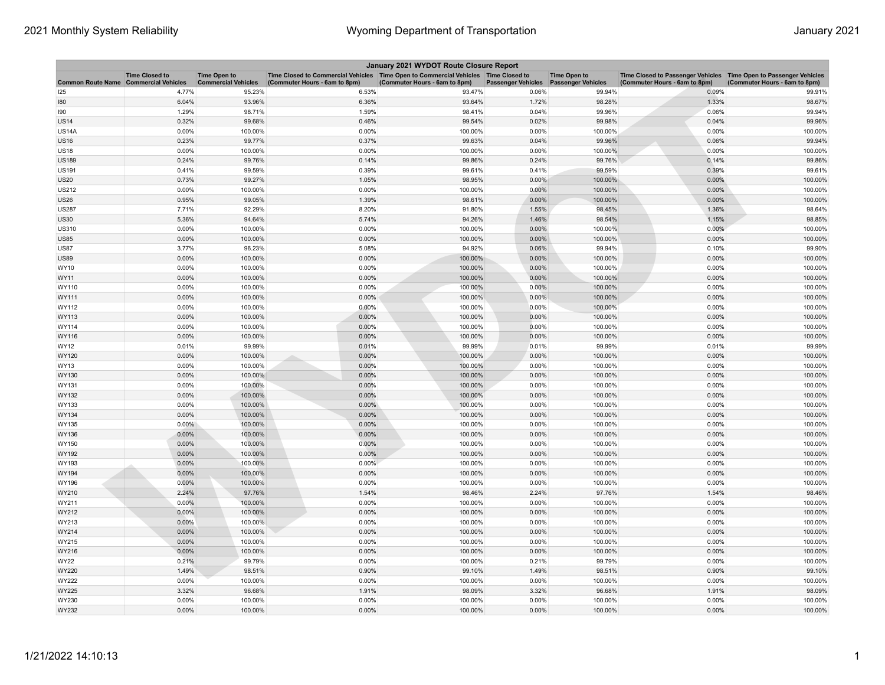## January 2021 WYDOT Route Closure Report

| Common Route Name | Time Closed to Commercial Vehicles | Time Open to Commercial Vehicles | Time Closed to Commercial Vehicles (Commuter Hours - 6am to 8pm) | Time Open to Commercial Vehicles (Commuter Hours - 6am to 8pm) | Time Closed to Passenger Vehicles | Time Open to Passenger Vehicles | Time Closed to Passenger Vehicles (Commuter Hours - 6am to 8pm) | Time Open to Passenger Vehicles (Commuter Hours - 6am to 8pm) |
|---|---|---|---|---|---|---|---|---|
| I25 | 4.77% | 95.23% | 6.53% | 93.47% | 0.06% | 99.94% | 0.09% | 99.91% |
| I80 | 6.04% | 93.96% | 6.36% | 93.64% | 1.72% | 98.28% | 1.33% | 98.67% |
| I90 | 1.29% | 98.71% | 1.59% | 98.41% | 0.04% | 99.96% | 0.06% | 99.94% |
| US14 | 0.32% | 99.68% | 0.46% | 99.54% | 0.02% | 99.98% | 0.04% | 99.96% |
| US14A | 0.00% | 100.00% | 0.00% | 100.00% | 0.00% | 100.00% | 0.00% | 100.00% |
| US16 | 0.23% | 99.77% | 0.37% | 99.63% | 0.04% | 99.96% | 0.06% | 99.94% |
| US18 | 0.00% | 100.00% | 0.00% | 100.00% | 0.00% | 100.00% | 0.00% | 100.00% |
| US189 | 0.24% | 99.76% | 0.14% | 99.86% | 0.24% | 99.76% | 0.14% | 99.86% |
| US191 | 0.41% | 99.59% | 0.39% | 99.61% | 0.41% | 99.59% | 0.39% | 99.61% |
| US20 | 0.73% | 99.27% | 1.05% | 98.95% | 0.00% | 100.00% | 0.00% | 100.00% |
| US212 | 0.00% | 100.00% | 0.00% | 100.00% | 0.00% | 100.00% | 0.00% | 100.00% |
| US26 | 0.95% | 99.05% | 1.39% | 98.61% | 0.00% | 100.00% | 0.00% | 100.00% |
| US287 | 7.71% | 92.29% | 8.20% | 91.80% | 1.55% | 98.45% | 1.36% | 98.64% |
| US30 | 5.36% | 94.64% | 5.74% | 94.26% | 1.46% | 98.54% | 1.15% | 98.85% |
| US310 | 0.00% | 100.00% | 0.00% | 100.00% | 0.00% | 100.00% | 0.00% | 100.00% |
| US85 | 0.00% | 100.00% | 0.00% | 100.00% | 0.00% | 100.00% | 0.00% | 100.00% |
| US87 | 3.77% | 96.23% | 5.08% | 94.92% | 0.06% | 99.94% | 0.10% | 99.90% |
| US89 | 0.00% | 100.00% | 0.00% | 100.00% | 0.00% | 100.00% | 0.00% | 100.00% |
| WY10 | 0.00% | 100.00% | 0.00% | 100.00% | 0.00% | 100.00% | 0.00% | 100.00% |
| WY11 | 0.00% | 100.00% | 0.00% | 100.00% | 0.00% | 100.00% | 0.00% | 100.00% |
| WY110 | 0.00% | 100.00% | 0.00% | 100.00% | 0.00% | 100.00% | 0.00% | 100.00% |
| WY111 | 0.00% | 100.00% | 0.00% | 100.00% | 0.00% | 100.00% | 0.00% | 100.00% |
| WY112 | 0.00% | 100.00% | 0.00% | 100.00% | 0.00% | 100.00% | 0.00% | 100.00% |
| WY113 | 0.00% | 100.00% | 0.00% | 100.00% | 0.00% | 100.00% | 0.00% | 100.00% |
| WY114 | 0.00% | 100.00% | 0.00% | 100.00% | 0.00% | 100.00% | 0.00% | 100.00% |
| WY116 | 0.00% | 100.00% | 0.00% | 100.00% | 0.00% | 100.00% | 0.00% | 100.00% |
| WY12 | 0.01% | 99.99% | 0.01% | 99.99% | 0.01% | 99.99% | 0.01% | 99.99% |
| WY120 | 0.00% | 100.00% | 0.00% | 100.00% | 0.00% | 100.00% | 0.00% | 100.00% |
| WY13 | 0.00% | 100.00% | 0.00% | 100.00% | 0.00% | 100.00% | 0.00% | 100.00% |
| WY130 | 0.00% | 100.00% | 0.00% | 100.00% | 0.00% | 100.00% | 0.00% | 100.00% |
| WY131 | 0.00% | 100.00% | 0.00% | 100.00% | 0.00% | 100.00% | 0.00% | 100.00% |
| WY132 | 0.00% | 100.00% | 0.00% | 100.00% | 0.00% | 100.00% | 0.00% | 100.00% |
| WY133 | 0.00% | 100.00% | 0.00% | 100.00% | 0.00% | 100.00% | 0.00% | 100.00% |
| WY134 | 0.00% | 100.00% | 0.00% | 100.00% | 0.00% | 100.00% | 0.00% | 100.00% |
| WY135 | 0.00% | 100.00% | 0.00% | 100.00% | 0.00% | 100.00% | 0.00% | 100.00% |
| WY136 | 0.00% | 100.00% | 0.00% | 100.00% | 0.00% | 100.00% | 0.00% | 100.00% |
| WY150 | 0.00% | 100.00% | 0.00% | 100.00% | 0.00% | 100.00% | 0.00% | 100.00% |
| WY192 | 0.00% | 100.00% | 0.00% | 100.00% | 0.00% | 100.00% | 0.00% | 100.00% |
| WY193 | 0.00% | 100.00% | 0.00% | 100.00% | 0.00% | 100.00% | 0.00% | 100.00% |
| WY194 | 0.00% | 100.00% | 0.00% | 100.00% | 0.00% | 100.00% | 0.00% | 100.00% |
| WY196 | 0.00% | 100.00% | 0.00% | 100.00% | 0.00% | 100.00% | 0.00% | 100.00% |
| WY210 | 2.24% | 97.76% | 1.54% | 98.46% | 2.24% | 97.76% | 1.54% | 98.46% |
| WY211 | 0.00% | 100.00% | 0.00% | 100.00% | 0.00% | 100.00% | 0.00% | 100.00% |
| WY212 | 0.00% | 100.00% | 0.00% | 100.00% | 0.00% | 100.00% | 0.00% | 100.00% |
| WY213 | 0.00% | 100.00% | 0.00% | 100.00% | 0.00% | 100.00% | 0.00% | 100.00% |
| WY214 | 0.00% | 100.00% | 0.00% | 100.00% | 0.00% | 100.00% | 0.00% | 100.00% |
| WY215 | 0.00% | 100.00% | 0.00% | 100.00% | 0.00% | 100.00% | 0.00% | 100.00% |
| WY216 | 0.00% | 100.00% | 0.00% | 100.00% | 0.00% | 100.00% | 0.00% | 100.00% |
| WY22 | 0.21% | 99.79% | 0.00% | 100.00% | 0.21% | 99.79% | 0.00% | 100.00% |
| WY220 | 1.49% | 98.51% | 0.90% | 99.10% | 1.49% | 98.51% | 0.90% | 99.10% |
| WY222 | 0.00% | 100.00% | 0.00% | 100.00% | 0.00% | 100.00% | 0.00% | 100.00% |
| WY225 | 3.32% | 96.68% | 1.91% | 98.09% | 3.32% | 96.68% | 1.91% | 98.09% |
| WY230 | 0.00% | 100.00% | 0.00% | 100.00% | 0.00% | 100.00% | 0.00% | 100.00% |
| WY232 | 0.00% | 100.00% | 0.00% | 100.00% | 0.00% | 100.00% | 0.00% | 100.00% |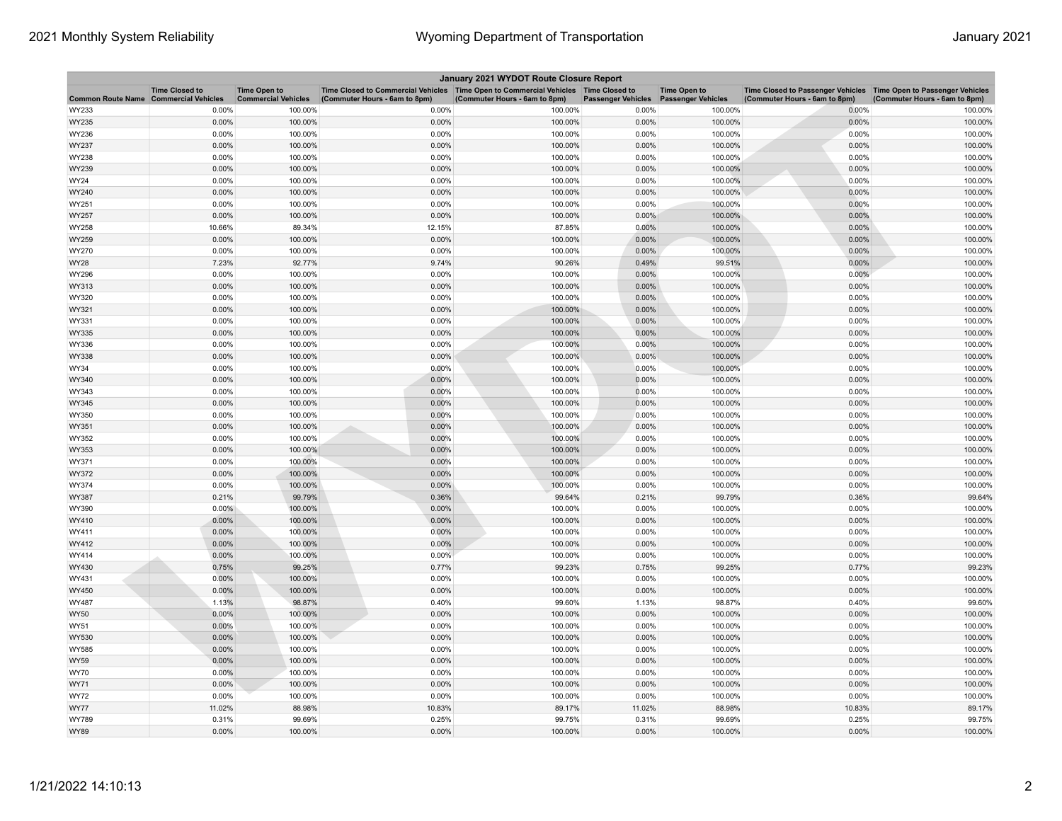| January 2021 WYDOT Route Closure Report | | | | | | | | |
|---|---|---|---|---|---|---|---|---|
| Common Route Name | Time Closed to Commercial Vehicles | Time Open to Commercial Vehicles | Time Closed to Commercial Vehicles (Commuter Hours - 6am to 8pm) | Time Open to Commercial Vehicles (Commuter Hours - 6am to 8pm) | Time Closed to Passenger Vehicles | Time Open to Passenger Vehicles | Time Closed to Passenger Vehicles (Commuter Hours - 6am to 8pm) | Time Open to Passenger Vehicles (Commuter Hours - 6am to 8pm) |
| WY233 | 0.00% | 100.00% | 0.00% | 100.00% | 0.00% | 100.00% | 0.00% | 100.00% |
| WY235 | 0.00% | 100.00% | 0.00% | 100.00% | 0.00% | 100.00% | 0.00% | 100.00% |
| WY236 | 0.00% | 100.00% | 0.00% | 100.00% | 0.00% | 100.00% | 0.00% | 100.00% |
| WY237 | 0.00% | 100.00% | 0.00% | 100.00% | 0.00% | 100.00% | 0.00% | 100.00% |
| WY238 | 0.00% | 100.00% | 0.00% | 100.00% | 0.00% | 100.00% | 0.00% | 100.00% |
| WY239 | 0.00% | 100.00% | 0.00% | 100.00% | 0.00% | 100.00% | 0.00% | 100.00% |
| WY24 | 0.00% | 100.00% | 0.00% | 100.00% | 0.00% | 100.00% | 0.00% | 100.00% |
| WY240 | 0.00% | 100.00% | 0.00% | 100.00% | 0.00% | 100.00% | 0.00% | 100.00% |
| WY251 | 0.00% | 100.00% | 0.00% | 100.00% | 0.00% | 100.00% | 0.00% | 100.00% |
| WY257 | 0.00% | 100.00% | 0.00% | 100.00% | 0.00% | 100.00% | 0.00% | 100.00% |
| WY258 | 10.66% | 89.34% | 12.15% | 87.85% | 0.00% | 100.00% | 0.00% | 100.00% |
| WY259 | 0.00% | 100.00% | 0.00% | 100.00% | 0.00% | 100.00% | 0.00% | 100.00% |
| WY270 | 0.00% | 100.00% | 0.00% | 100.00% | 0.00% | 100.00% | 0.00% | 100.00% |
| WY28 | 7.23% | 92.77% | 9.74% | 90.26% | 0.49% | 99.51% | 0.00% | 100.00% |
| WY296 | 0.00% | 100.00% | 0.00% | 100.00% | 0.00% | 100.00% | 0.00% | 100.00% |
| WY313 | 0.00% | 100.00% | 0.00% | 100.00% | 0.00% | 100.00% | 0.00% | 100.00% |
| WY320 | 0.00% | 100.00% | 0.00% | 100.00% | 0.00% | 100.00% | 0.00% | 100.00% |
| WY321 | 0.00% | 100.00% | 0.00% | 100.00% | 0.00% | 100.00% | 0.00% | 100.00% |
| WY331 | 0.00% | 100.00% | 0.00% | 100.00% | 0.00% | 100.00% | 0.00% | 100.00% |
| WY335 | 0.00% | 100.00% | 0.00% | 100.00% | 0.00% | 100.00% | 0.00% | 100.00% |
| WY336 | 0.00% | 100.00% | 0.00% | 100.00% | 0.00% | 100.00% | 0.00% | 100.00% |
| WY338 | 0.00% | 100.00% | 0.00% | 100.00% | 0.00% | 100.00% | 0.00% | 100.00% |
| WY34 | 0.00% | 100.00% | 0.00% | 100.00% | 0.00% | 100.00% | 0.00% | 100.00% |
| WY340 | 0.00% | 100.00% | 0.00% | 100.00% | 0.00% | 100.00% | 0.00% | 100.00% |
| WY343 | 0.00% | 100.00% | 0.00% | 100.00% | 0.00% | 100.00% | 0.00% | 100.00% |
| WY345 | 0.00% | 100.00% | 0.00% | 100.00% | 0.00% | 100.00% | 0.00% | 100.00% |
| WY350 | 0.00% | 100.00% | 0.00% | 100.00% | 0.00% | 100.00% | 0.00% | 100.00% |
| WY351 | 0.00% | 100.00% | 0.00% | 100.00% | 0.00% | 100.00% | 0.00% | 100.00% |
| WY352 | 0.00% | 100.00% | 0.00% | 100.00% | 0.00% | 100.00% | 0.00% | 100.00% |
| WY353 | 0.00% | 100.00% | 0.00% | 100.00% | 0.00% | 100.00% | 0.00% | 100.00% |
| WY371 | 0.00% | 100.00% | 0.00% | 100.00% | 0.00% | 100.00% | 0.00% | 100.00% |
| WY372 | 0.00% | 100.00% | 0.00% | 100.00% | 0.00% | 100.00% | 0.00% | 100.00% |
| WY374 | 0.00% | 100.00% | 0.00% | 100.00% | 0.00% | 100.00% | 0.00% | 100.00% |
| WY387 | 0.21% | 99.79% | 0.36% | 99.64% | 0.21% | 99.79% | 0.36% | 99.64% |
| WY390 | 0.00% | 100.00% | 0.00% | 100.00% | 0.00% | 100.00% | 0.00% | 100.00% |
| WY410 | 0.00% | 100.00% | 0.00% | 100.00% | 0.00% | 100.00% | 0.00% | 100.00% |
| WY411 | 0.00% | 100.00% | 0.00% | 100.00% | 0.00% | 100.00% | 0.00% | 100.00% |
| WY412 | 0.00% | 100.00% | 0.00% | 100.00% | 0.00% | 100.00% | 0.00% | 100.00% |
| WY414 | 0.00% | 100.00% | 0.00% | 100.00% | 0.00% | 100.00% | 0.00% | 100.00% |
| WY430 | 0.75% | 99.25% | 0.77% | 99.23% | 0.75% | 99.25% | 0.77% | 99.23% |
| WY431 | 0.00% | 100.00% | 0.00% | 100.00% | 0.00% | 100.00% | 0.00% | 100.00% |
| WY450 | 0.00% | 100.00% | 0.00% | 100.00% | 0.00% | 100.00% | 0.00% | 100.00% |
| WY487 | 1.13% | 98.87% | 0.40% | 99.60% | 1.13% | 98.87% | 0.40% | 99.60% |
| WY50 | 0.00% | 100.00% | 0.00% | 100.00% | 0.00% | 100.00% | 0.00% | 100.00% |
| WY51 | 0.00% | 100.00% | 0.00% | 100.00% | 0.00% | 100.00% | 0.00% | 100.00% |
| WY530 | 0.00% | 100.00% | 0.00% | 100.00% | 0.00% | 100.00% | 0.00% | 100.00% |
| WY585 | 0.00% | 100.00% | 0.00% | 100.00% | 0.00% | 100.00% | 0.00% | 100.00% |
| WY59 | 0.00% | 100.00% | 0.00% | 100.00% | 0.00% | 100.00% | 0.00% | 100.00% |
| WY70 | 0.00% | 100.00% | 0.00% | 100.00% | 0.00% | 100.00% | 0.00% | 100.00% |
| WY71 | 0.00% | 100.00% | 0.00% | 100.00% | 0.00% | 100.00% | 0.00% | 100.00% |
| WY72 | 0.00% | 100.00% | 0.00% | 100.00% | 0.00% | 100.00% | 0.00% | 100.00% |
| WY77 | 11.02% | 88.98% | 10.83% | 89.17% | 11.02% | 88.98% | 10.83% | 89.17% |
| WY789 | 0.31% | 99.69% | 0.25% | 99.75% | 0.31% | 99.69% | 0.25% | 99.75% |
| WY89 | 0.00% | 100.00% | 0.00% | 100.00% | 0.00% | 100.00% | 0.00% | 100.00% |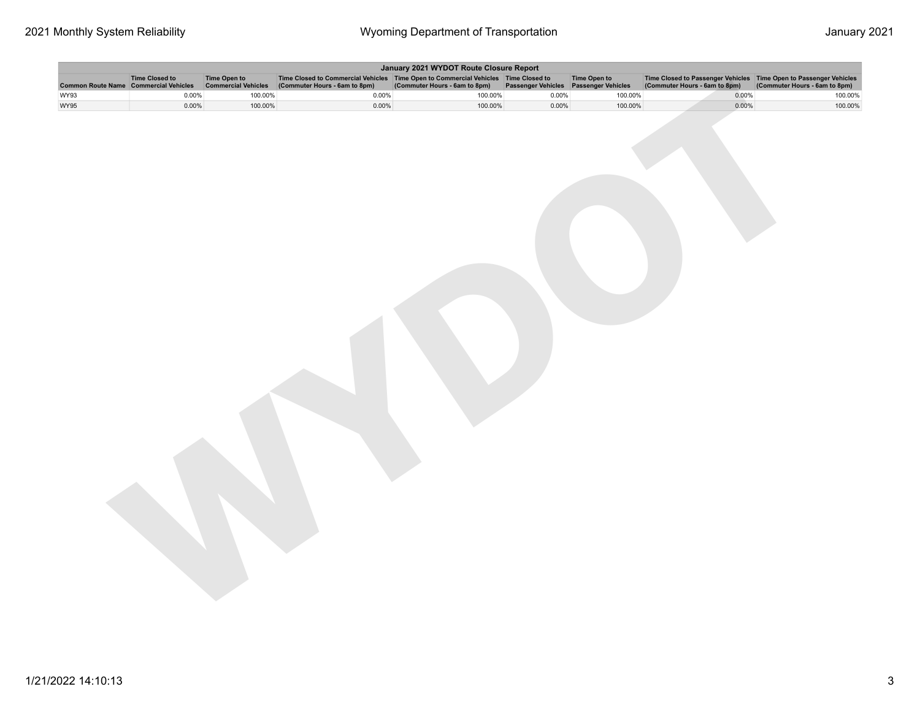| January 2021 WYDOT Route Closure Report | | | | | | | | |
|---|---|---|---|---|---|---|---|---|
| Common Route Name | Time Closed to Commercial Vehicles | Time Open to Commercial Vehicles | Time Closed to Commercial Vehicles (Commuter Hours - 6am to 8pm) | Time Open to Commercial Vehicles (Commuter Hours - 6am to 8pm) | Time Closed to Passenger Vehicles | Time Open to Passenger Vehicles | Time Closed to Passenger Vehicles (Commuter Hours - 6am to 8pm) | Time Open to Passenger Vehicles (Commuter Hours - 6am to 8pm) |
| WY93 | 0.00% | 100.00% | 0.00% | 100.00% | 0.00% | 100.00% | 0.00% | 100.00% |
| WY95 | 0.00% | 100.00% | 0.00% | 100.00% | 0.00% | 100.00% | 0.00% | 100.00% |